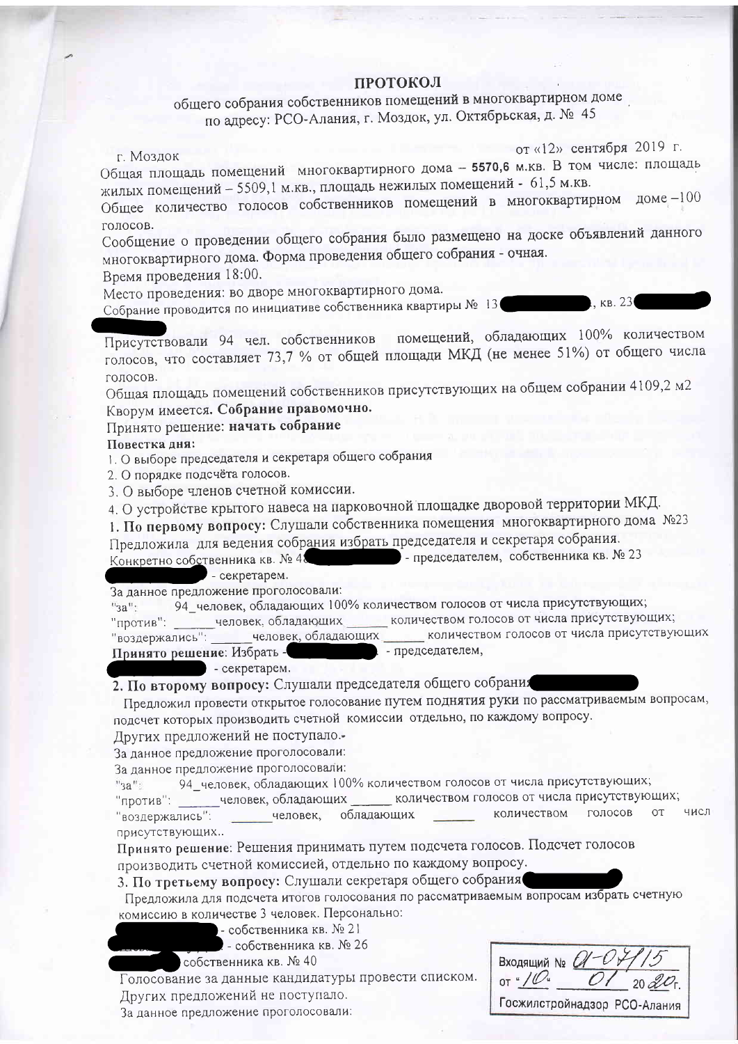# ПРОТОКОЛ

общего собрания собственников помещений в многоквартирном доме по адресу: РСО-Алания, г. Моздок, ул. Октябрьская, д. № 45

г. Моздок от «12» сентября 2019 г.

Общая площадь помещений многоквартирного дома – **5570,6** м.кв. В том числе: площадь жилых помещений – 5509,1 м.кв., площадь нежилых помещений - 61,5 м.кв.

Общее количество голосов собственников помещений в многоквартирном доме –100 голосов.

Сообщение о проведении общего собрания было размещено на доске объявлений данного многоквартирного дома. Форма проведения общего собрания - очная.

Время проведения 18:00.

Место проведения: во дворе многоквартирного дома.

Собрание проводится по инициативе собственника квартиры № 13 , кв. 23

Присутствовали 94 чел. собственников помещений, обладающих 100% количеством голосов, что составляет 73,7 % от общей площади МКД (не менее 51%) от общего числа голосов.

Общая площади помещений собственников присутствующих на общем собрании 4109,2 м2

Кворум имеется. **Собрание правомочно.**

Принято решение: **начать собрание**

**Повестка дня:**

1. О выборе председателя и секретаря общего собрания
2. О порядке подсчёта голосов.
3. О выборе членов счетной комиссии.
4. О устройстве крытого навеса на парковочной площадке дворовой территории МКД.

**1. По первому вопросу:** Слушали собственника помещения многоквартирного дома №23

Предложила для ведения собрания избрать председателя и секретаря собрания.

Конкретно собственника кв. № 4 - председателем, собственника кв. № 23 - секретарем.

За данное предложение проголосовали:

"за": 94_человек, обладающих 100% количеством голосов от числа присутствующих;

"против": ______человек, обладающих ______ количеством голосов от числа присутствующих;

"воздержались": ______человек, обладающих ______ количеством голосов от числа присутствующих

**Принято решение**: Избрать - - председателем, - секретарем.

**2. По второму вопросу:** Слушали председателя общего собрания

Предложил провести открытое голосование путем поднятия руки по рассматриваемым вопросам, подсчет которых производить счетной комиссии отдельно, по каждому вопросу.

Других предложений не поступало.

За данное предложение проголосовали:

За данное предложение проголосовали:

"за": 94_человек, обладающих 100% количеством голосов от числа присутствующих;

"против": ______человек, обладающих ______ количеством голосов от числа присутствующих;

"воздержались": ______человек, обладающих ______ количеством голосов от числ присутствующих..

**Принято решение**: Решения принимать путем подсчета голосов. Подсчет голосов производить счетной комиссией, отдельно по каждому вопросу.

**3. По третьему вопросу:** Слушали секретаря общего собрания

Предложила для подсчета итогов голосования по рассматриваемым вопросам избрать счетную комиссию в количестве 3 человек. Персонально:

- собственника кв. № 21
- собственника кв. № 26
собственника кв. № 40

Голосование за данные кандидатуры провести списком.

Других предложений не поступало.

За данное предложение проголосовали:

Входящий № 01-07/15 от "10" 01 20 20 г.
Госжилстройнадзор РСО-Алания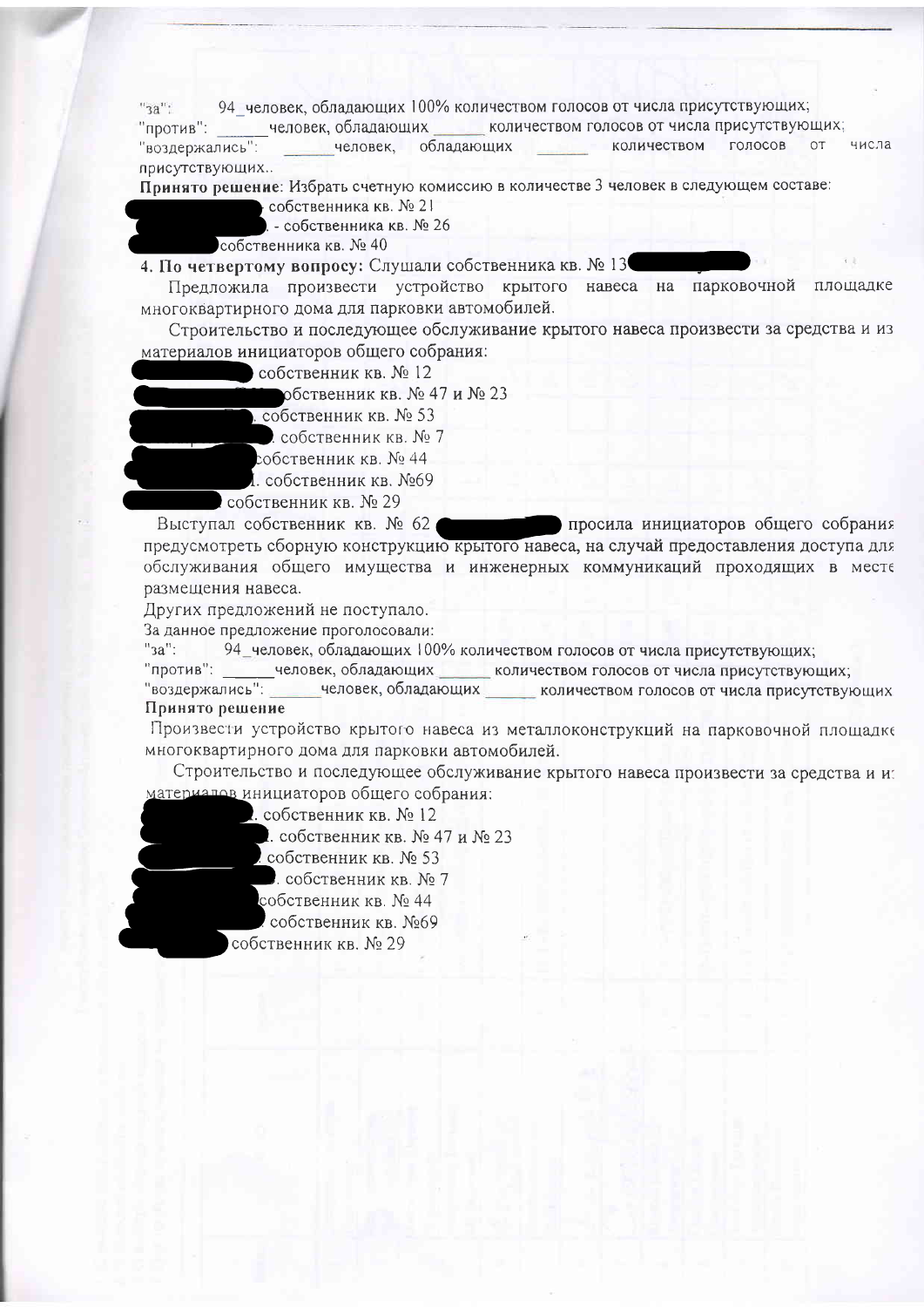"за": 94_человек, обладающих 100% количеством голосов от числа присутствующих;
"против": ______человек, обладающих ______ количеством голосов от числа присутствующих;
"воздержались": ______человек, обладающих ______ количеством голосов от числа присутствующих..

**Принято решение**: Избрать счетную комиссию в количестве 3 человек в следующем составе:

собственника кв. № 21
. - собственника кв. № 26
собственника кв. № 40

**4. По четвертому вопросу:** Слушали собственника кв. № 13

Предложила произвести устройство крытого навеса на парковочной площадке многоквартирного дома для парковки автомобилей.

Строительство и последующее обслуживание крытого навеса произвести за средства и из материалов инициаторов общего собрания:

собственник кв. № 12
обственник кв. № 47 и № 23
собственник кв. № 53
. собственник кв. № 7
собственник кв. № 44
. собственник кв. №69
собственник кв. № 29

Выступал собственник кв. № 62 просила инициаторов общего собрания предусмотреть сборную конструкцию крытого навеса, на случай предоставления доступа для обслуживания общего имущества и инженерных коммуникаций проходящих в месте размещения навеса.

Других предложений не поступало.

За данное предложение проголосовали:

"за": 94_человек, обладающих 100% количеством голосов от числа присутствующих;
"против": ______человек, обладающих ______ количеством голосов от числа присутствующих;
"воздержались": ______человек, обладающих ______ количеством голосов от числа присутствующих

**Принято решение**

Произвести устройство крытого навеса из металлоконструкций на парковочной площадке многоквартирного дома для парковки автомобилей.

Строительство и последующее обслуживание крытого навеса произвести за средства и из материалов инициаторов общего собрания:

. собственник кв. № 12
. собственник кв. № 47 и № 23
собственник кв. № 53
. собственник кв. № 7
собственник кв. № 44
собственник кв. №69
собственник кв. № 29